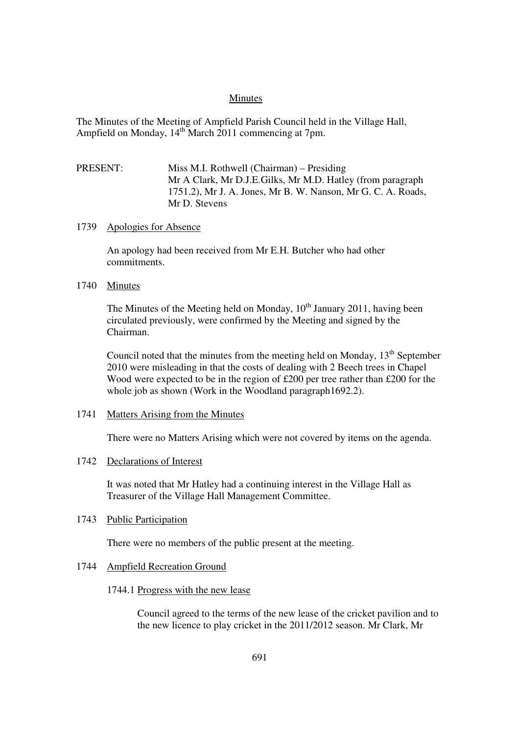# Minutes

The Minutes of the Meeting of Ampfield Parish Council held in the Village Hall, Ampfield on Monday, 14th March 2011 commencing at 7pm.

PRESENT: Miss M.I. Rothwell (Chairman) – Presiding
Mr A Clark, Mr D.J.E.Gilks, Mr M.D. Hatley (from paragraph 1751.2), Mr J. A. Jones, Mr B. W. Nanson, Mr G. C. A. Roads, Mr D. Stevens

## 1739 Apologies for Absence

An apology had been received from Mr E.H. Butcher who had other commitments.

## 1740 Minutes

The Minutes of the Meeting held on Monday, 10th January 2011, having been circulated previously, were confirmed by the Meeting and signed by the Chairman.

Council noted that the minutes from the meeting held on Monday, 13th September 2010 were misleading in that the costs of dealing with 2 Beech trees in Chapel Wood were expected to be in the region of £200 per tree rather than £200 for the whole job as shown (Work in the Woodland paragraph1692.2).

## 1741 Matters Arising from the Minutes

There were no Matters Arising which were not covered by items on the agenda.

## 1742 Declarations of Interest

It was noted that Mr Hatley had a continuing interest in the Village Hall as Treasurer of the Village Hall Management Committee.

## 1743 Public Participation

There were no members of the public present at the meeting.

## 1744 Ampfield Recreation Ground

### 1744.1 Progress with the new lease

Council agreed to the terms of the new lease of the cricket pavilion and to the new licence to play cricket in the 2011/2012 season. Mr Clark, Mr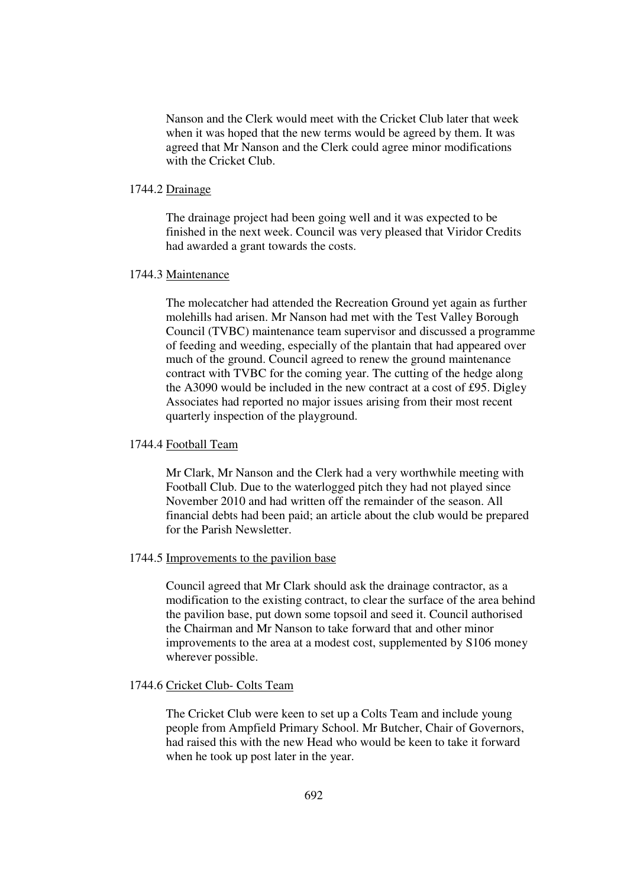Nanson and the Clerk would meet with the Cricket Club later that week when it was hoped that the new terms would be agreed by them. It was agreed that Mr Nanson and the Clerk could agree minor modifications with the Cricket Club.

1744.2 Drainage

The drainage project had been going well and it was expected to be finished in the next week. Council was very pleased that Viridor Credits had awarded a grant towards the costs.

1744.3 Maintenance

The molecatcher had attended the Recreation Ground yet again as further molehills had arisen. Mr Nanson had met with the Test Valley Borough Council (TVBC) maintenance team supervisor and discussed a programme of feeding and weeding, especially of the plantain that had appeared over much of the ground. Council agreed to renew the ground maintenance contract with TVBC for the coming year. The cutting of the hedge along the A3090 would be included in the new contract at a cost of £95. Digley Associates had reported no major issues arising from their most recent quarterly inspection of the playground.

1744.4 Football Team

Mr Clark, Mr Nanson and the Clerk had a very worthwhile meeting with Football Club. Due to the waterlogged pitch they had not played since November 2010 and had written off the remainder of the season. All financial debts had been paid; an article about the club would be prepared for the Parish Newsletter.

1744.5 Improvements to the pavilion base

Council agreed that Mr Clark should ask the drainage contractor, as a modification to the existing contract, to clear the surface of the area behind the pavilion base, put down some topsoil and seed it. Council authorised the Chairman and Mr Nanson to take forward that and other minor improvements to the area at a modest cost, supplemented by S106 money wherever possible.

1744.6 Cricket Club- Colts Team

The Cricket Club were keen to set up a Colts Team and include young people from Ampfield Primary School. Mr Butcher, Chair of Governors, had raised this with the new Head who would be keen to take it forward when he took up post later in the year.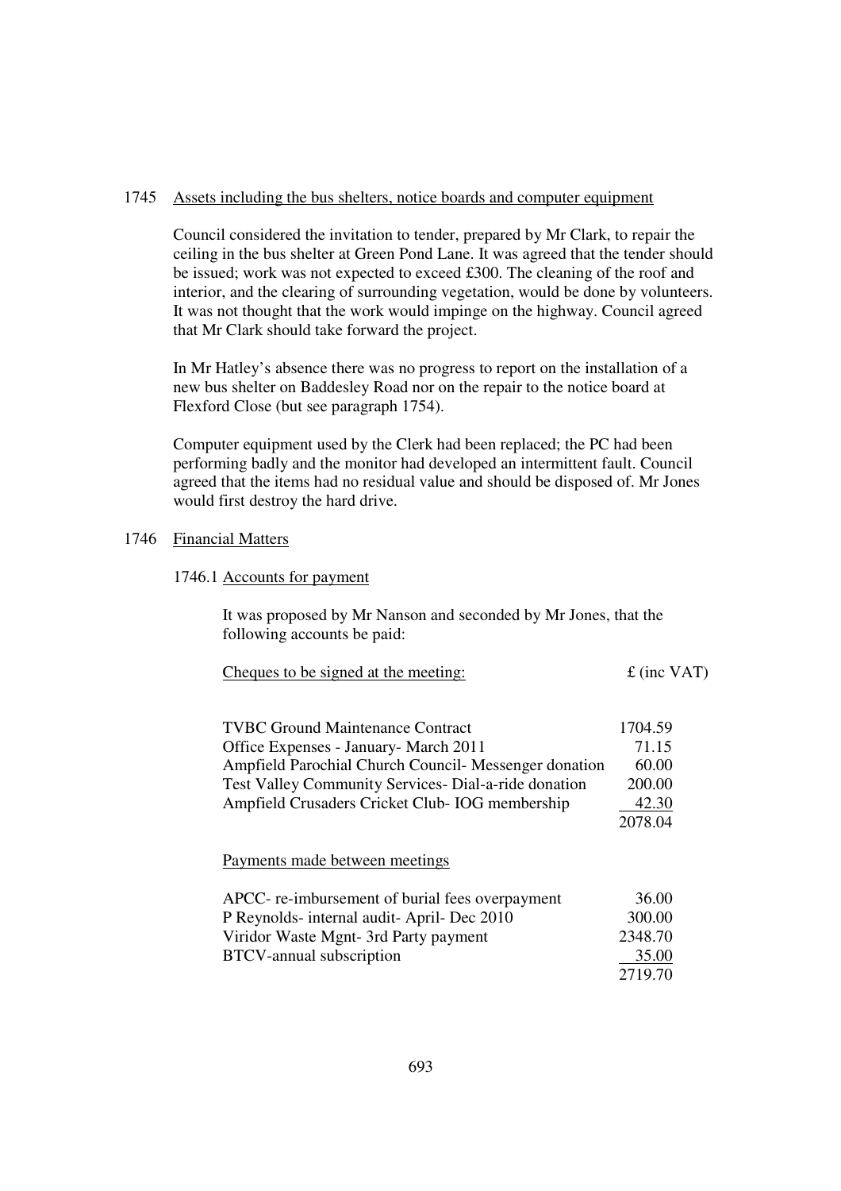## 1745 Assets including the bus shelters, notice boards and computer equipment

Council considered the invitation to tender, prepared by Mr Clark, to repair the ceiling in the bus shelter at Green Pond Lane. It was agreed that the tender should be issued; work was not expected to exceed £300. The cleaning of the roof and interior, and the clearing of surrounding vegetation, would be done by volunteers. It was not thought that the work would impinge on the highway. Council agreed that Mr Clark should take forward the project.

In Mr Hatley's absence there was no progress to report on the installation of a new bus shelter on Baddesley Road nor on the repair to the notice board at Flexford Close (but see paragraph 1754).

Computer equipment used by the Clerk had been replaced; the PC had been performing badly and the monitor had developed an intermittent fault. Council agreed that the items had no residual value and should be disposed of. Mr Jones would first destroy the hard drive.

## 1746 Financial Matters

### 1746.1 Accounts for payment

It was proposed by Mr Nanson and seconded by Mr Jones, that the following accounts be paid:

| Cheques to be signed at the meeting: | £ (inc VAT) |
|---|---|
| TVBC Ground Maintenance Contract | 1704.59 |
| Office Expenses - January- March 2011 | 71.15 |
| Ampfield Parochial Church Council- Messenger donation | 60.00 |
| Test Valley Community Services- Dial-a-ride donation | 200.00 |
| Ampfield Crusaders Cricket Club- IOG membership | 42.30 |
| | 2078.04 |

| Payments made between meetings | |
|---|---|
| APCC- re-imbursement of burial fees overpayment | 36.00 |
| P Reynolds- internal audit- April- Dec 2010 | 300.00 |
| Viridor Waste Mgnt- 3rd Party payment | 2348.70 |
| BTCV-annual subscription | 35.00 |
| | 2719.70 |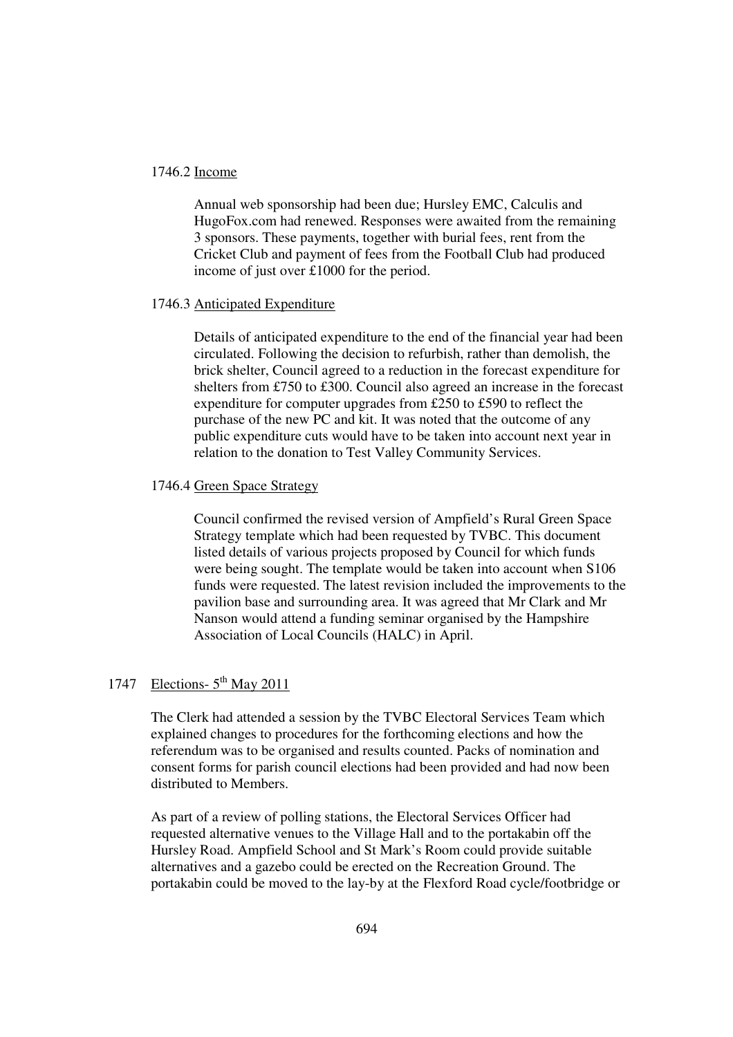1746.2 Income

Annual web sponsorship had been due; Hursley EMC, Calculis and HugoFox.com had renewed. Responses were awaited from the remaining 3 sponsors. These payments, together with burial fees, rent from the Cricket Club and payment of fees from the Football Club had produced income of just over £1000 for the period.

1746.3 Anticipated Expenditure

Details of anticipated expenditure to the end of the financial year had been circulated. Following the decision to refurbish, rather than demolish, the brick shelter, Council agreed to a reduction in the forecast expenditure for shelters from £750 to £300. Council also agreed an increase in the forecast expenditure for computer upgrades from £250 to £590 to reflect the purchase of the new PC and kit. It was noted that the outcome of any public expenditure cuts would have to be taken into account next year in relation to the donation to Test Valley Community Services.

1746.4 Green Space Strategy

Council confirmed the revised version of Ampfield's Rural Green Space Strategy template which had been requested by TVBC. This document listed details of various projects proposed by Council for which funds were being sought. The template would be taken into account when S106 funds were requested. The latest revision included the improvements to the pavilion base and surrounding area. It was agreed that Mr Clark and Mr Nanson would attend a funding seminar organised by the Hampshire Association of Local Councils (HALC) in April.

1747 Elections- 5th May 2011

The Clerk had attended a session by the TVBC Electoral Services Team which explained changes to procedures for the forthcoming elections and how the referendum was to be organised and results counted. Packs of nomination and consent forms for parish council elections had been provided and had now been distributed to Members.

As part of a review of polling stations, the Electoral Services Officer had requested alternative venues to the Village Hall and to the portakabin off the Hursley Road. Ampfield School and St Mark's Room could provide suitable alternatives and a gazebo could be erected on the Recreation Ground. The portakabin could be moved to the lay-by at the Flexford Road cycle/footbridge or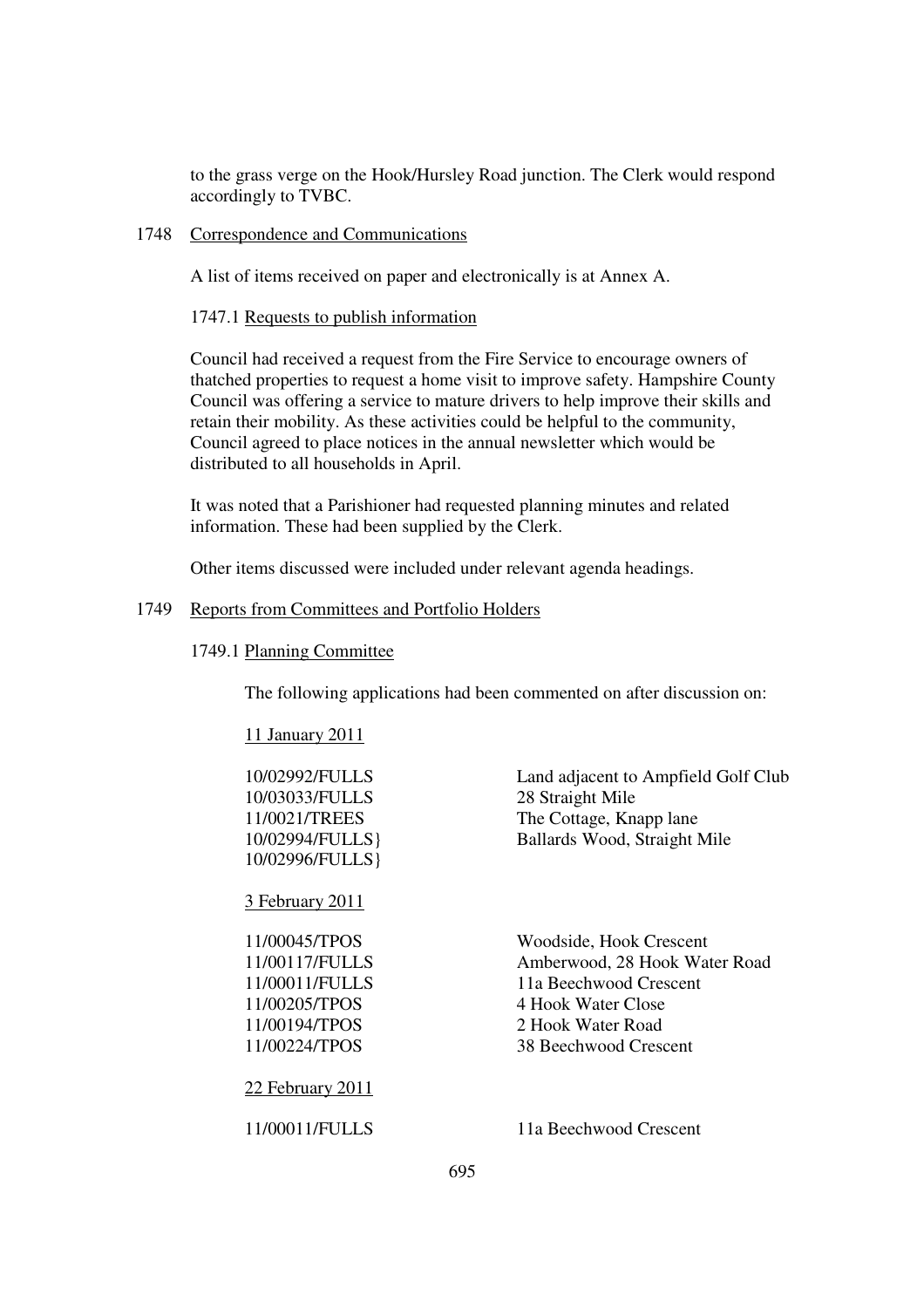to the grass verge on the Hook/Hursley Road junction. The Clerk would respond accordingly to TVBC.

1748 Correspondence and Communications

A list of items received on paper and electronically is at Annex A.

1747.1 Requests to publish information

Council had received a request from the Fire Service to encourage owners of thatched properties to request a home visit to improve safety. Hampshire County Council was offering a service to mature drivers to help improve their skills and retain their mobility. As these activities could be helpful to the community, Council agreed to place notices in the annual newsletter which would be distributed to all households in April.

It was noted that a Parishioner had requested planning minutes and related information. These had been supplied by the Clerk.

Other items discussed were included under relevant agenda headings.

1749 Reports from Committees and Portfolio Holders

1749.1 Planning Committee

The following applications had been commented on after discussion on:

11 January 2011

| | |
|---|---|
| 10/02992/FULLS | Land adjacent to Ampfield Golf Club |
| 10/03033/FULLS | 28 Straight Mile |
| 11/0021/TREES | The Cottage, Knapp lane |
| 10/02994/FULLS} 10/02996/FULLS} | Ballards Wood, Straight Mile |

3 February 2011

| | |
|---|---|
| 11/00045/TPOS | Woodside, Hook Crescent |
| 11/00117/FULLS | Amberwood, 28 Hook Water Road |
| 11/00011/FULLS | 11a Beechwood Crescent |
| 11/00205/TPOS | 4 Hook Water Close |
| 11/00194/TPOS | 2 Hook Water Road |
| 11/00224/TPOS | 38 Beechwood Crescent |

22 February 2011

| | |
|---|---|
| 11/00011/FULLS | 11a Beechwood Crescent |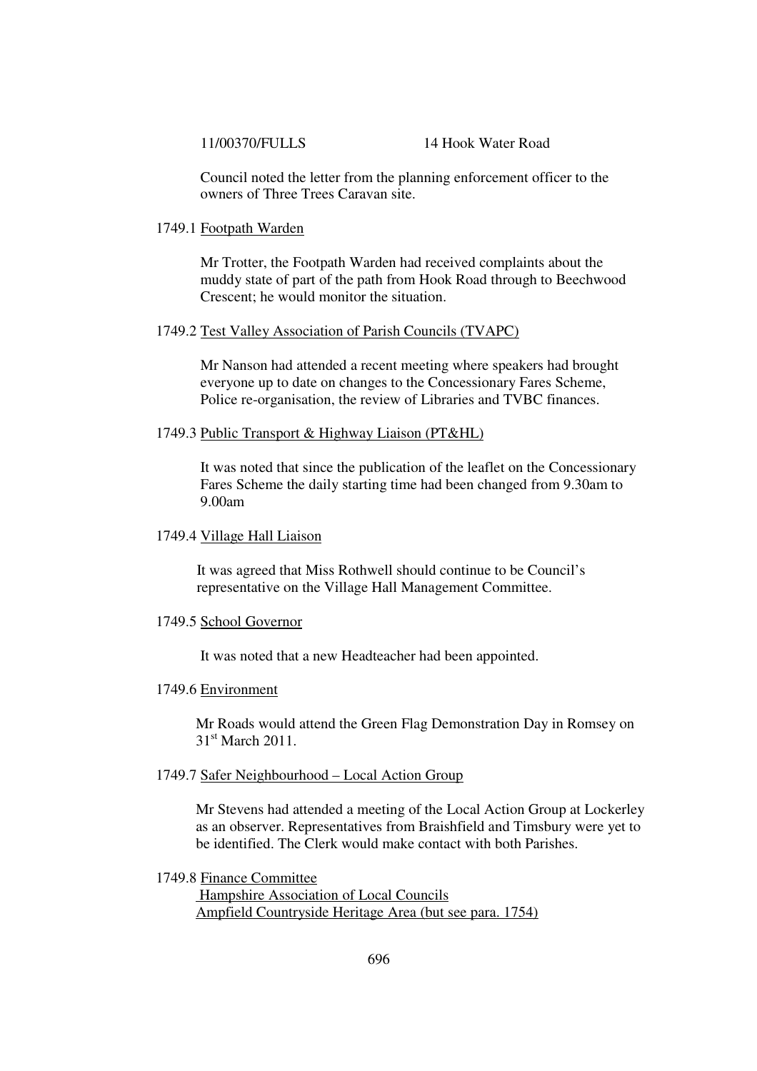11/00370/FULLS 14 Hook Water Road

Council noted the letter from the planning enforcement officer to the owners of Three Trees Caravan site.

1749.1 Footpath Warden

Mr Trotter, the Footpath Warden had received complaints about the muddy state of part of the path from Hook Road through to Beechwood Crescent; he would monitor the situation.

1749.2 Test Valley Association of Parish Councils (TVAPC)

Mr Nanson had attended a recent meeting where speakers had brought everyone up to date on changes to the Concessionary Fares Scheme, Police re-organisation, the review of Libraries and TVBC finances.

1749.3 Public Transport & Highway Liaison (PT&HL)

It was noted that since the publication of the leaflet on the Concessionary Fares Scheme the daily starting time had been changed from 9.30am to 9.00am

1749.4 Village Hall Liaison

It was agreed that Miss Rothwell should continue to be Council's representative on the Village Hall Management Committee.

1749.5 School Governor

It was noted that a new Headteacher had been appointed.

1749.6 Environment

Mr Roads would attend the Green Flag Demonstration Day in Romsey on 31st March 2011.

1749.7 Safer Neighbourhood – Local Action Group

Mr Stevens had attended a meeting of the Local Action Group at Lockerley as an observer. Representatives from Braishfield and Timsbury were yet to be identified. The Clerk would make contact with both Parishes.

1749.8 Finance Committee

Hampshire Association of Local Councils

Ampfield Countryside Heritage Area (but see para. 1754)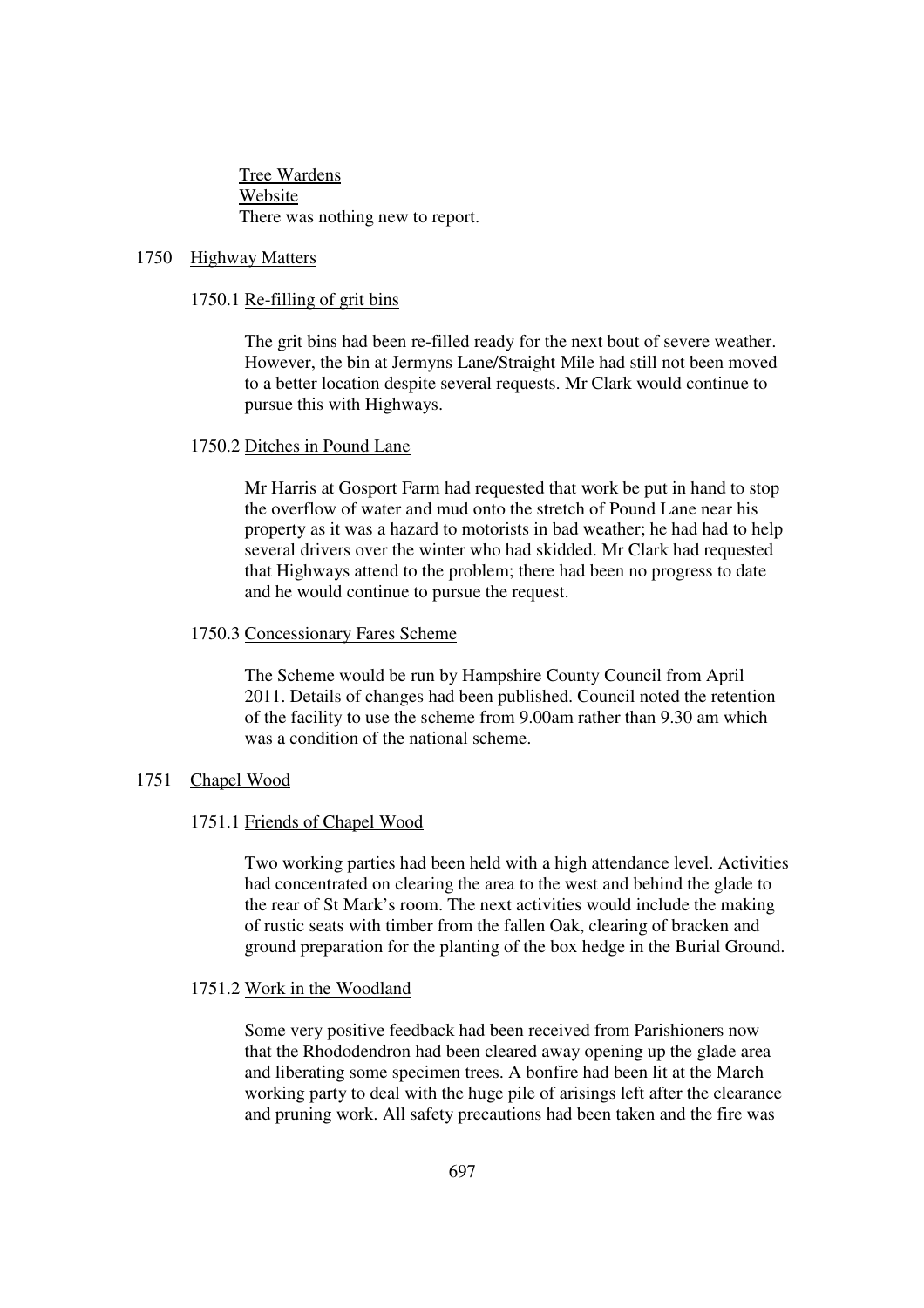Tree Wardens

Website

There was nothing new to report.

## 1750 Highway Matters

### 1750.1 Re-filling of grit bins

The grit bins had been re-filled ready for the next bout of severe weather. However, the bin at Jermyns Lane/Straight Mile had still not been moved to a better location despite several requests. Mr Clark would continue to pursue this with Highways.

### 1750.2 Ditches in Pound Lane

Mr Harris at Gosport Farm had requested that work be put in hand to stop the overflow of water and mud onto the stretch of Pound Lane near his property as it was a hazard to motorists in bad weather; he had had to help several drivers over the winter who had skidded. Mr Clark had requested that Highways attend to the problem; there had been no progress to date and he would continue to pursue the request.

### 1750.3 Concessionary Fares Scheme

The Scheme would be run by Hampshire County Council from April 2011. Details of changes had been published. Council noted the retention of the facility to use the scheme from 9.00am rather than 9.30 am which was a condition of the national scheme.

## 1751 Chapel Wood

### 1751.1 Friends of Chapel Wood

Two working parties had been held with a high attendance level. Activities had concentrated on clearing the area to the west and behind the glade to the rear of St Mark's room. The next activities would include the making of rustic seats with timber from the fallen Oak, clearing of bracken and ground preparation for the planting of the box hedge in the Burial Ground.

### 1751.2 Work in the Woodland

Some very positive feedback had been received from Parishioners now that the Rhododendron had been cleared away opening up the glade area and liberating some specimen trees. A bonfire had been lit at the March working party to deal with the huge pile of arisings left after the clearance and pruning work. All safety precautions had been taken and the fire was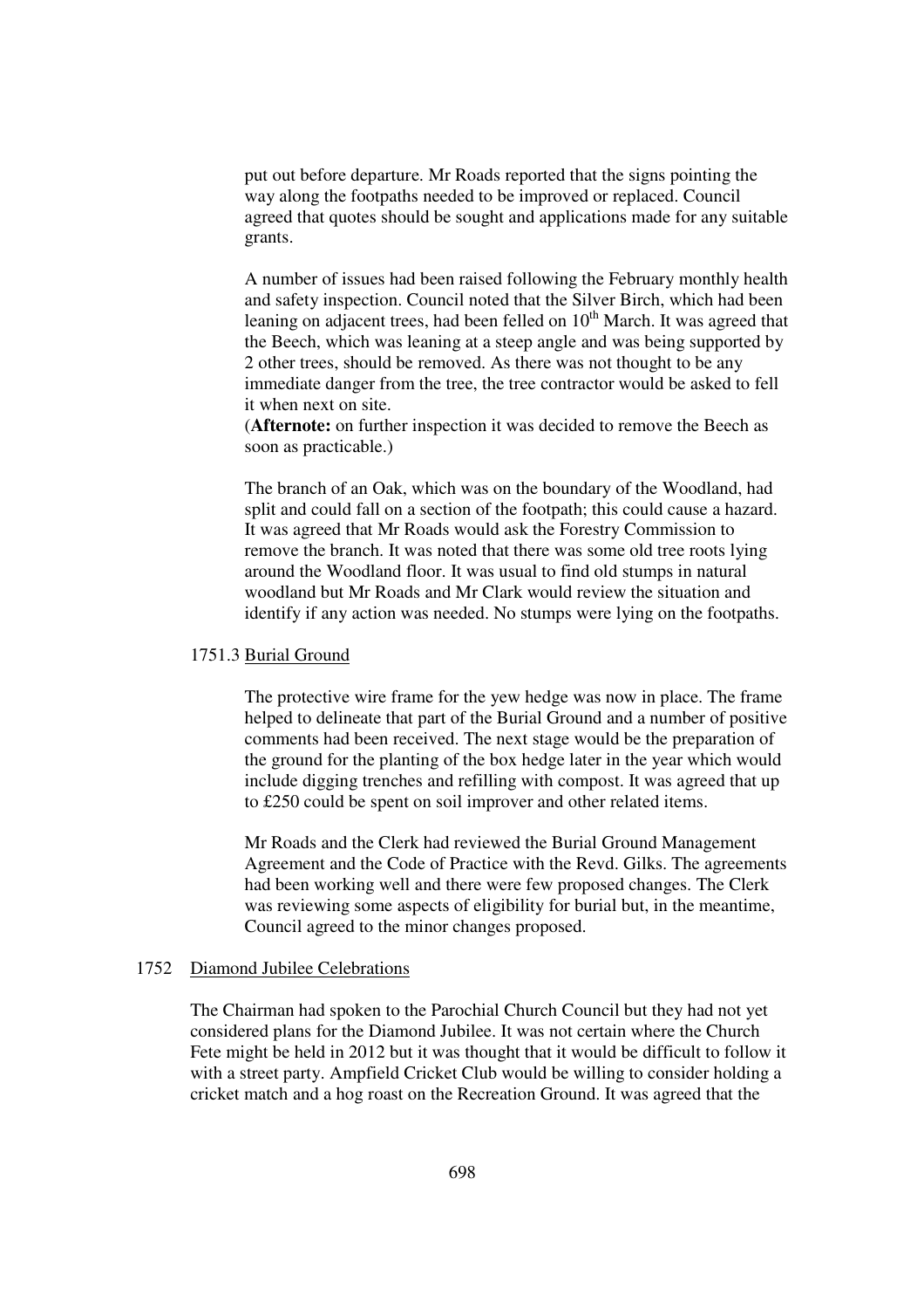put out before departure. Mr Roads reported that the signs pointing the way along the footpaths needed to be improved or replaced. Council agreed that quotes should be sought and applications made for any suitable grants.

A number of issues had been raised following the February monthly health and safety inspection. Council noted that the Silver Birch, which had been leaning on adjacent trees, had been felled on 10th March. It was agreed that the Beech, which was leaning at a steep angle and was being supported by 2 other trees, should be removed. As there was not thought to be any immediate danger from the tree, the tree contractor would be asked to fell it when next on site.
(**Afternote:** on further inspection it was decided to remove the Beech as soon as practicable.)

The branch of an Oak, which was on the boundary of the Woodland, had split and could fall on a section of the footpath; this could cause a hazard. It was agreed that Mr Roads would ask the Forestry Commission to remove the branch. It was noted that there was some old tree roots lying around the Woodland floor. It was usual to find old stumps in natural woodland but Mr Roads and Mr Clark would review the situation and identify if any action was needed. No stumps were lying on the footpaths.

1751.3 Burial Ground

The protective wire frame for the yew hedge was now in place. The frame helped to delineate that part of the Burial Ground and a number of positive comments had been received. The next stage would be the preparation of the ground for the planting of the box hedge later in the year which would include digging trenches and refilling with compost. It was agreed that up to £250 could be spent on soil improver and other related items.

Mr Roads and the Clerk had reviewed the Burial Ground Management Agreement and the Code of Practice with the Revd. Gilks. The agreements had been working well and there were few proposed changes. The Clerk was reviewing some aspects of eligibility for burial but, in the meantime, Council agreed to the minor changes proposed.

1752 Diamond Jubilee Celebrations

The Chairman had spoken to the Parochial Church Council but they had not yet considered plans for the Diamond Jubilee. It was not certain where the Church Fete might be held in 2012 but it was thought that it would be difficult to follow it with a street party. Ampfield Cricket Club would be willing to consider holding a cricket match and a hog roast on the Recreation Ground. It was agreed that the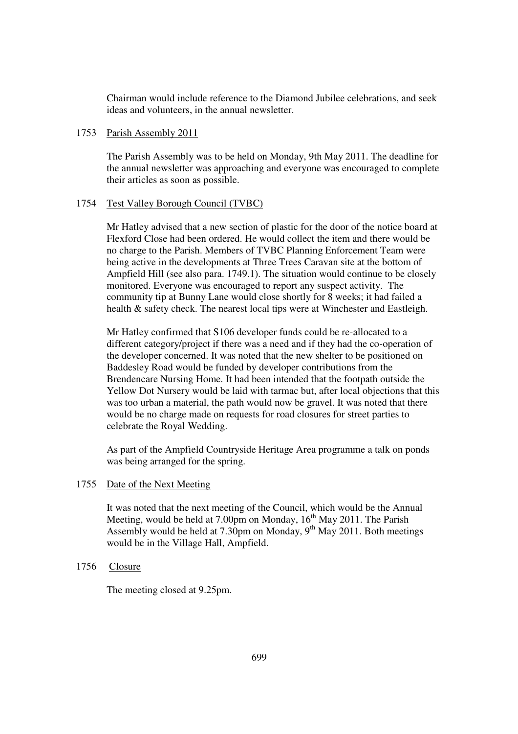Chairman would include reference to the Diamond Jubilee celebrations, and seek ideas and volunteers, in the annual newsletter.

1753 <u>Parish Assembly 2011</u>

The Parish Assembly was to be held on Monday, 9th May 2011. The deadline for the annual newsletter was approaching and everyone was encouraged to complete their articles as soon as possible.

1754 <u>Test Valley Borough Council (TVBC)</u>

Mr Hatley advised that a new section of plastic for the door of the notice board at Flexford Close had been ordered. He would collect the item and there would be no charge to the Parish. Members of TVBC Planning Enforcement Team were being active in the developments at Three Trees Caravan site at the bottom of Ampfield Hill (see also para. 1749.1). The situation would continue to be closely monitored. Everyone was encouraged to report any suspect activity. The community tip at Bunny Lane would close shortly for 8 weeks; it had failed a health & safety check. The nearest local tips were at Winchester and Eastleigh.

Mr Hatley confirmed that S106 developer funds could be re-allocated to a different category/project if there was a need and if they had the co-operation of the developer concerned. It was noted that the new shelter to be positioned on Baddesley Road would be funded by developer contributions from the Brendencare Nursing Home. It had been intended that the footpath outside the Yellow Dot Nursery would be laid with tarmac but, after local objections that this was too urban a material, the path would now be gravel. It was noted that there would be no charge made on requests for road closures for street parties to celebrate the Royal Wedding.

As part of the Ampfield Countryside Heritage Area programme a talk on ponds was being arranged for the spring.

1755 <u>Date of the Next Meeting</u>

It was noted that the next meeting of the Council, which would be the Annual Meeting, would be held at 7.00pm on Monday, 16th May 2011. The Parish Assembly would be held at 7.30pm on Monday, 9th May 2011. Both meetings would be in the Village Hall, Ampfield.

1756 <u>Closure</u>

The meeting closed at 9.25pm.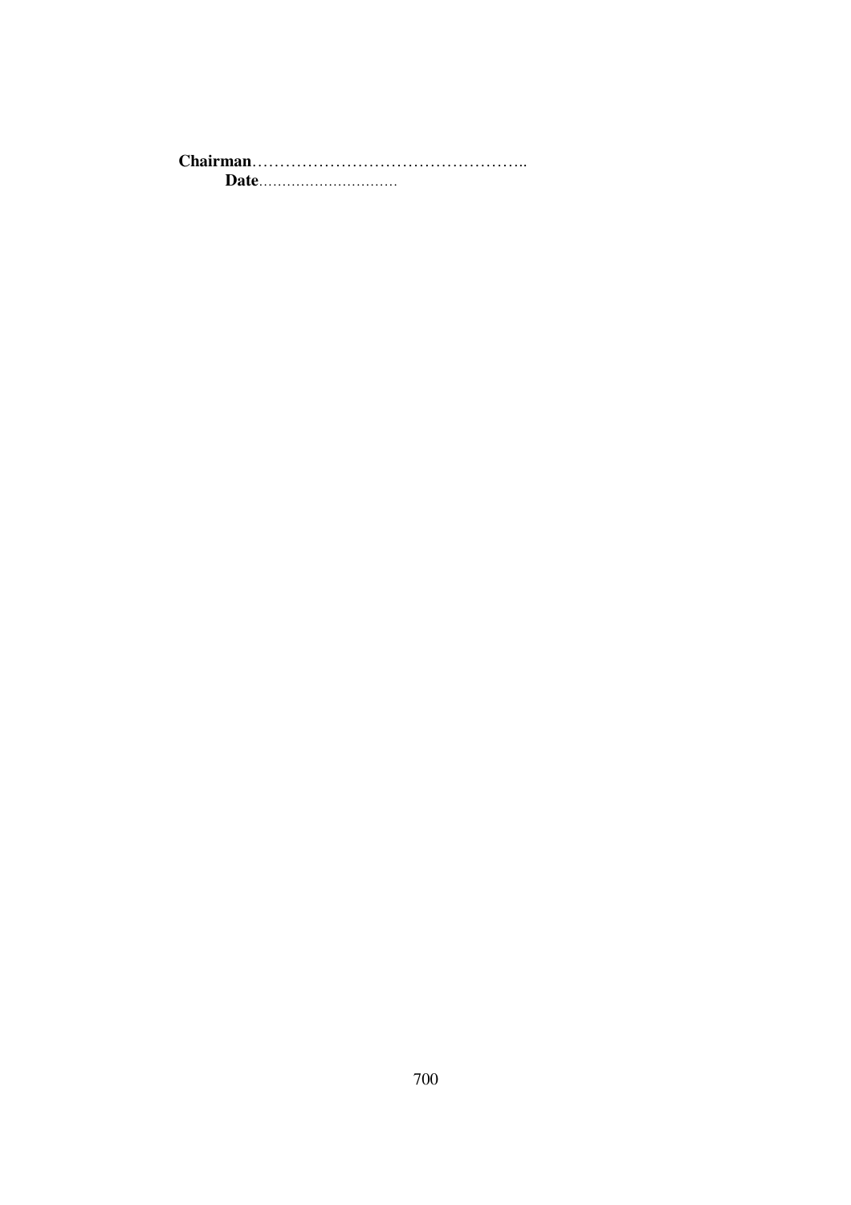**Chairman**…………………………………………..
**Date**…………………………